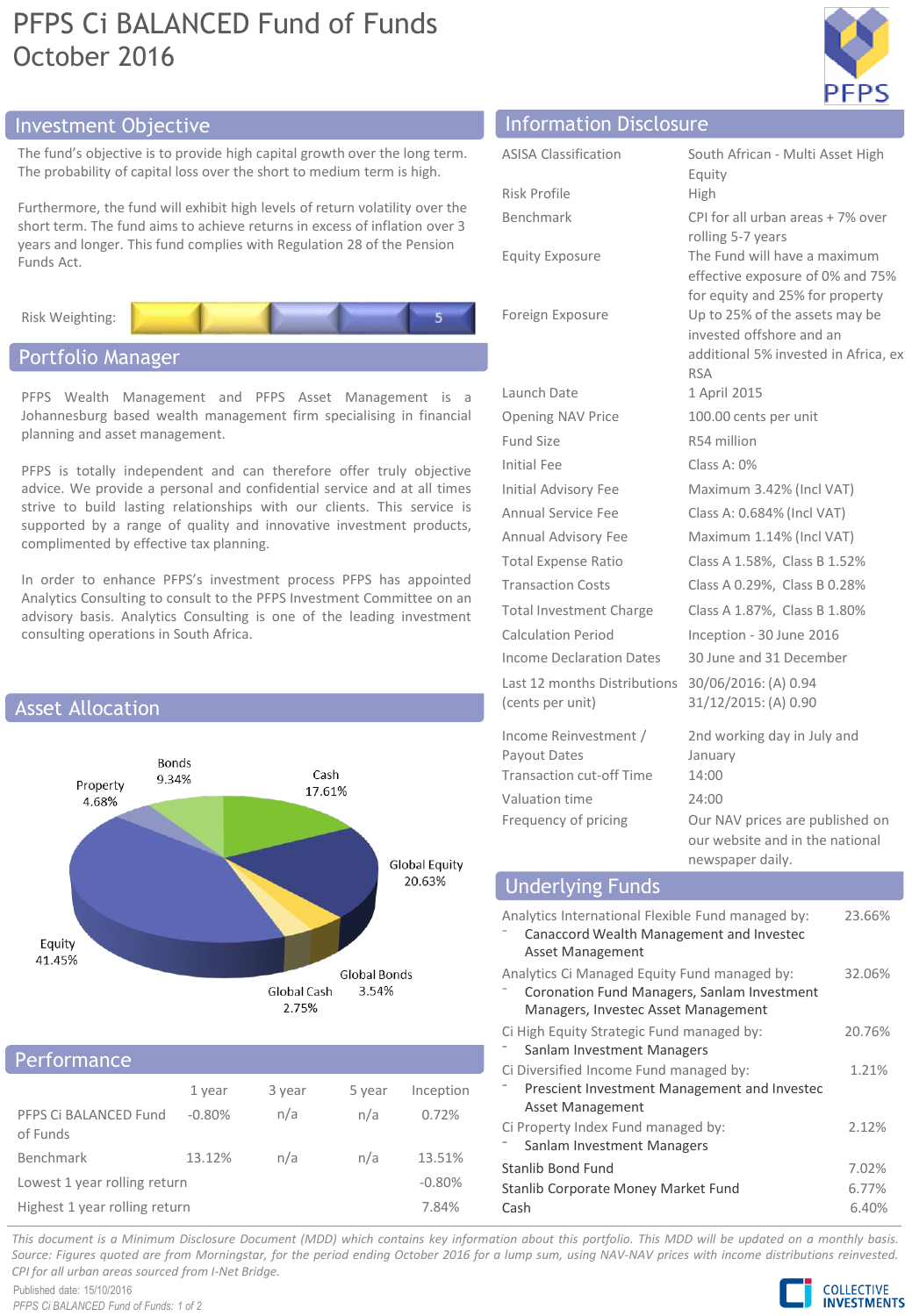# PFPS Ci BALANCED Fund of Funds
October 2016

## Investment Objective

The fund's objective is to provide high capital growth over the long term. The probability of capital loss over the short to medium term is high.

Furthermore, the fund will exhibit high levels of return volatility over the short term. The fund aims to achieve returns in excess of inflation over 3 years and longer. This fund complies with Regulation 28 of the Pension Funds Act.

Risk Weighting: 5

## Portfolio Manager

PFPS Wealth Management and PFPS Asset Management is a Johannesburg based wealth management firm specialising in financial planning and asset management.

PFPS is totally independent and can therefore offer truly objective advice. We provide a personal and confidential service and at all times strive to build lasting relationships with our clients. This service is supported by a range of quality and innovative investment products, complimented by effective tax planning.

In order to enhance PFPS's investment process PFPS has appointed Analytics Consulting to consult to the PFPS Investment Committee on an advisory basis. Analytics Consulting is one of the leading investment consulting operations in South Africa.

## Asset Allocation

| Asset Class | Allocation |
|---|---|
| Bonds | 9.34% |
| Cash | 17.61% |
| Global Equity | 20.63% |
| Global Bonds | 3.54% |
| Global Cash | 2.75% |
| Equity | 41.45% |
| Property | 4.68% |

## Performance

| | 1 year | 3 year | 5 year | Inception |
|---|---|---|---|---|
| PFPS Ci BALANCED Fund of Funds | -0.80% | n/a | n/a | 0.72% |
| Benchmark | 13.12% | n/a | n/a | 13.51% |
| Lowest 1 year rolling return | | | | -0.80% |
| Highest 1 year rolling return | | | | 7.84% |

## Information Disclosure

| | |
|---|---|
| ASISA Classification | South African - Multi Asset High Equity |
| Risk Profile | High |
| Benchmark | CPI for all urban areas + 7% over rolling 5-7 years |
| Equity Exposure | The Fund will have a maximum effective exposure of 0% and 75% for equity and 25% for property |
| Foreign Exposure | Up to 25% of the assets may be invested offshore and an additional 5% invested in Africa, ex RSA |
| Launch Date | 1 April 2015 |
| Opening NAV Price | 100.00 cents per unit |
| Fund Size | R54 million |
| Initial Fee | Class A: 0% |
| Initial Advisory Fee | Maximum 3.42% (Incl VAT) |
| Annual Service Fee | Class A: 0.684% (Incl VAT) |
| Annual Advisory Fee | Maximum 1.14% (Incl VAT) |
| Total Expense Ratio | Class A 1.58%, Class B 1.52% |
| Transaction Costs | Class A 0.29%, Class B 0.28% |
| Total Investment Charge | Class A 1.87%, Class B 1.80% |
| Calculation Period | Inception - 30 June 2016 |
| Income Declaration Dates | 30 June and 31 December |
| Last 12 months Distributions (cents per unit) | 30/06/2016: (A) 0.94<br>31/12/2015: (A) 0.90 |
| Income Reinvestment / Payout Dates | 2nd working day in July and January |
| Transaction cut-off Time | 14:00 |
| Valuation time | 24:00 |
| Frequency of pricing | Our NAV prices are published on our website and in the national newspaper daily. |

## Underlying Funds

| | |
|---|---|
| Analytics International Flexible Fund managed by:<br>- Canaccord Wealth Management and Investec Asset Management | 23.66% |
| Analytics Ci Managed Equity Fund managed by:<br>- Coronation Fund Managers, Sanlam Investment Managers, Investec Asset Management | 32.06% |
| Ci High Equity Strategic Fund managed by:<br>- Sanlam Investment Managers | 20.76% |
| Ci Diversified Income Fund managed by:<br>- Prescient Investment Management and Investec Asset Management | 1.21% |
| Ci Property Index Fund managed by:<br>- Sanlam Investment Managers | 2.12% |
| Stanlib Bond Fund | 7.02% |
| Stanlib Corporate Money Market Fund | 6.77% |
| Cash | 6.40% |

*This document is a Minimum Disclosure Document (MDD) which contains key information about this portfolio. This MDD will be updated on a monthly basis. Source: Figures quoted are from Morningstar, for the period ending October 2016 for a lump sum, using NAV-NAV prices with income distributions reinvested. CPI for all urban areas sourced from I-Net Bridge.*

Published date: 15/10/2016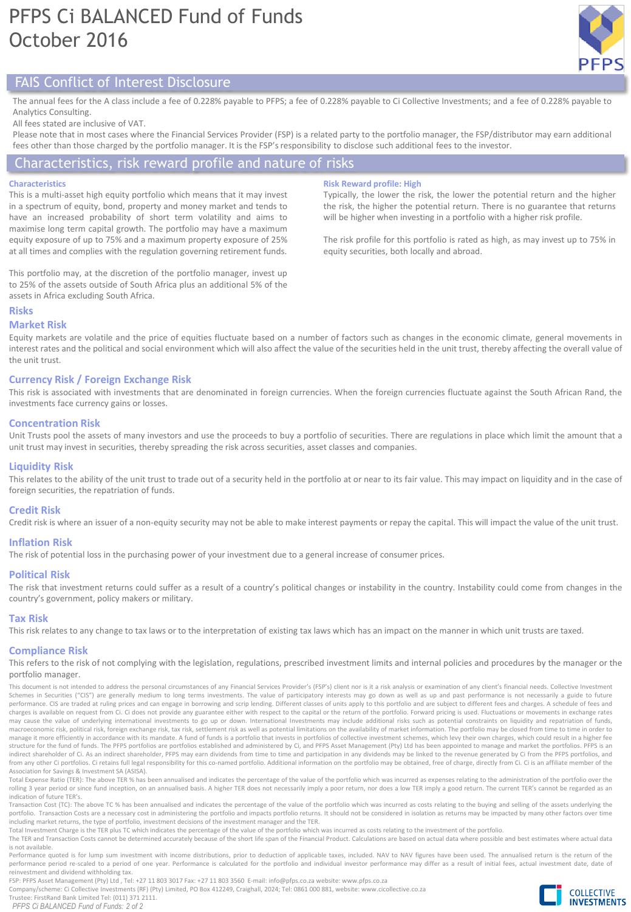# PFPS Ci BALANCED Fund of Funds
# October 2016

## FAIS Conflict of Interest Disclosure

The annual fees for the A class include a fee of 0.228% payable to PFPS; a fee of 0.228% payable to Ci Collective Investments; and a fee of 0.228% payable to Analytics Consulting.

All fees stated are inclusive of VAT.

Please note that in most cases where the Financial Services Provider (FSP) is a related party to the portfolio manager, the FSP/distributor may earn additional fees other than those charged by the portfolio manager. It is the FSP's responsibility to disclose such additional fees to the investor.

## Characteristics, risk reward profile and nature of risks

### Characteristics

This is a multi-asset high equity portfolio which means that it may invest in a spectrum of equity, bond, property and money market and tends to have an increased probability of short term volatility and aims to maximise long term capital growth. The portfolio may have a maximum equity exposure of up to 75% and a maximum property exposure of 25% at all times and complies with the regulation governing retirement funds.

This portfolio may, at the discretion of the portfolio manager, invest up to 25% of the assets outside of South Africa plus an additional 5% of the assets in Africa excluding South Africa.

### Risk Reward profile: High

Typically, the lower the risk, the lower the potential return and the higher the risk, the higher the potential return. There is no guarantee that returns will be higher when investing in a portfolio with a higher risk profile.

The risk profile for this portfolio is rated as high, as may invest up to 75% in equity securities, both locally and abroad.

### Risks

### Market Risk

Equity markets are volatile and the price of equities fluctuate based on a number of factors such as changes in the economic climate, general movements in interest rates and the political and social environment which will also affect the value of the securities held in the unit trust, thereby affecting the overall value of the unit trust.

### Currency Risk / Foreign Exchange Risk

This risk is associated with investments that are denominated in foreign currencies. When the foreign currencies fluctuate against the South African Rand, the investments face currency gains or losses.

### Concentration Risk

Unit Trusts pool the assets of many investors and use the proceeds to buy a portfolio of securities. There are regulations in place which limit the amount that a unit trust may invest in securities, thereby spreading the risk across securities, asset classes and companies.

### Liquidity Risk

This relates to the ability of the unit trust to trade out of a security held in the portfolio at or near to its fair value. This may impact on liquidity and in the case of foreign securities, the repatriation of funds.

### Credit Risk

Credit risk is where an issuer of a non-equity security may not be able to make interest payments or repay the capital. This will impact the value of the unit trust.

### Inflation Risk

The risk of potential loss in the purchasing power of your investment due to a general increase of consumer prices.

### Political Risk

The risk that investment returns could suffer as a result of a country's political changes or instability in the country. Instability could come from changes in the country's government, policy makers or military.

### Tax Risk

This risk relates to any change to tax laws or to the interpretation of existing tax laws which has an impact on the manner in which unit trusts are taxed.

### Compliance Risk

This refers to the risk of not complying with the legislation, regulations, prescribed investment limits and internal policies and procedures by the manager or the portfolio manager.

This document is not intended to address the personal circumstances of any Financial Services Provider's (FSP's) client nor is it a risk analysis or examination of any client's financial needs. Collective Investment Schemes in Securities ("CIS") are generally medium to long terms investments. The value of participatory interests may go down as well as up and past performance is not necessarily a guide to future performance. CIS are traded at ruling prices and can engage in borrowing and scrip lending. Different classes of units apply to this portfolio and are subject to different fees and charges. A schedule of fees and charges is available on request from Ci. Ci does not provide any guarantee either with respect to the capital or the return of the portfolio. Forward pricing is used. Fluctuations or movements in exchange rates may cause the value of underlying international investments to go up or down. International Investments may include additional risks such as potential constraints on liquidity and repatriation of funds, macroeconomic risk, political risk, foreign exchange risk, tax risk, settlement risk as well as potential limitations on the availability of market information. The portfolio may be closed from time to time in order to manage it more efficiently in accordance with its mandate. A fund of funds is a portfolio that invests in portfolios of collective investment schemes, which levy their own charges, which could result in a higher fee structure for the fund of funds. The PFPS portfolios are portfolios established and administered by Ci, and PFPS Asset Management (Pty) Ltd has been appointed to manage and market the portfolios. PFPS is an indirect shareholder of Ci. As an indirect shareholder, PFPS may earn dividends from time to time and participation in any dividends may be linked to the revenue generated by Ci from the PFPS portfolios, and from any other Ci portfolios. Ci retains full legal responsibility for this co-named portfolio. Additional information on the portfolio may be obtained, free of charge, directly from Ci. Ci is an affiliate member of the Association for Savings & Investment SA (ASISA).

Total Expense Ratio (TER): The above TER % has been annualised and indicates the percentage of the value of the portfolio which was incurred as expenses relating to the administration of the portfolio over the rolling 3 year period or since fund inception, on an annualised basis. A higher TER does not necessarily imply a poor return, nor does a low TER imply a good return. The current TER's cannot be regarded as an indication of future TER's.

Transaction Cost (TC): The above TC % has been annualised and indicates the percentage of the value of the portfolio which was incurred as costs relating to the buying and selling of the assets underlying the portfolio. Transaction Costs are a necessary cost in administering the portfolio and impacts portfolio returns. It should not be considered in isolation as returns may be impacted by many other factors over time including market returns, the type of portfolio, investment decisions of the investment manager and the TER.

Total Investment Charge is the TER plus TC which indicates the percentage of the value of the portfolio which was incurred as costs relating to the investment of the portfolio.

The TER and Transaction Costs cannot be determined accurately because of the short life span of the Financial Product. Calculations are based on actual data where possible and best estimates where actual data is not available.

Performance quoted is for lump sum investment with income distributions, prior to deduction of applicable taxes, included. NAV to NAV figures have been used. The annualised return is the return of the performance period re-scaled to a period of one year. Performance is calculated for the portfolio and individual investor performance may differ as a result of initial fees, actual investment date, date of reinvestment and dividend withholding tax.

FSP: PFPS Asset Management (Pty) Ltd , Tel: +27 11 803 3017 Fax: +27 11 803 3560 E-mail: info@pfps.co.za website: www.pfps.co.za

Company/scheme: Ci Collective Investments (RF) (Pty) Limited, PO Box 412249, Craighall, 2024; Tel: 0861 000 881, website: www.cicollective.co.za

Trustee: FirstRand Bank Limited Tel: (011) 371 2111.